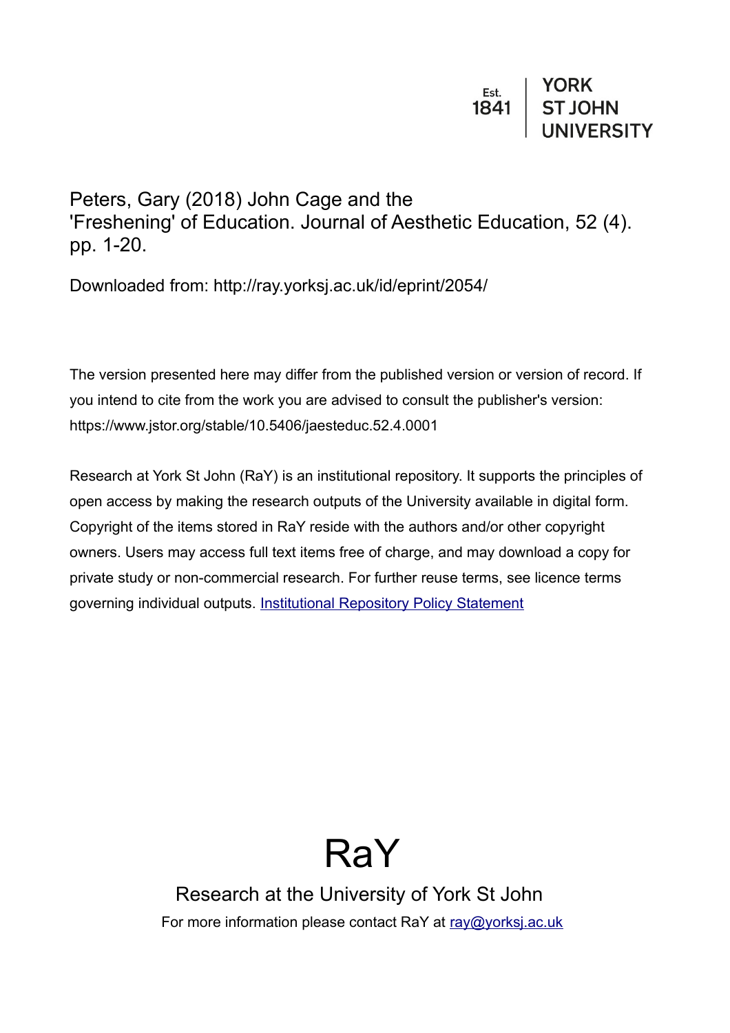Est. 1841 | YORK ST JOHN UNIVERSITY

Peters, Gary (2018) John Cage and the 'Freshening' of Education. Journal of Aesthetic Education, 52 (4). pp. 1-20.

Downloaded from: http://ray.yorksj.ac.uk/id/eprint/2054/

The version presented here may differ from the published version or version of record. If you intend to cite from the work you are advised to consult the publisher's version: https://www.jstor.org/stable/10.5406/jaesteduc.52.4.0001

Research at York St John (RaY) is an institutional repository. It supports the principles of open access by making the research outputs of the University available in digital form. Copyright of the items stored in RaY reside with the authors and/or other copyright owners. Users may access full text items free of charge, and may download a copy for private study or non-commercial research. For further reuse terms, see licence terms governing individual outputs. [Institutional Repository Policy Statement]

# RaY

Research at the University of York St John

For more information please contact RaY at ray@yorksj.ac.uk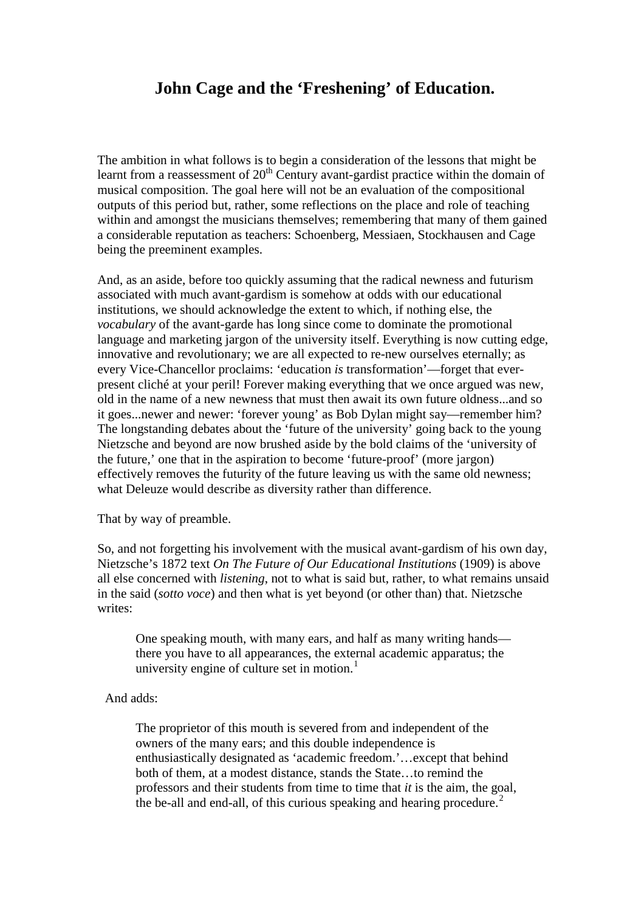# John Cage and the 'Freshening' of Education.

The ambition in what follows is to begin a consideration of the lessons that might be learnt from a reassessment of $20^{th}$ Century avant-gardist practice within the domain of musical composition. The goal here will not be an evaluation of the compositional outputs of this period but, rather, some reflections on the place and role of teaching within and amongst the musicians themselves; remembering that many of them gained a considerable reputation as teachers: Schoenberg, Messiaen, Stockhausen and Cage being the preeminent examples.

And, as an aside, before too quickly assuming that the radical newness and futurism associated with much avant-gardism is somehow at odds with our educational institutions, we should acknowledge the extent to which, if nothing else, the *vocabulary* of the avant-garde has long since come to dominate the promotional language and marketing jargon of the university itself. Everything is now cutting edge, innovative and revolutionary; we are all expected to re-new ourselves eternally; as every Vice-Chancellor proclaims: 'education *is* transformation'—forget that ever-present cliché at your peril! Forever making everything that we once argued was new, old in the name of a new newness that must then await its own future oldness...and so it goes...newer and newer: 'forever young' as Bob Dylan might say—remember him? The longstanding debates about the 'future of the university' going back to the young Nietzsche and beyond are now brushed aside by the bold claims of the 'university of the future,' one that in the aspiration to become 'future-proof' (more jargon) effectively removes the futurity of the future leaving us with the same old newness; what Deleuze would describe as diversity rather than difference.

That by way of preamble.

So, and not forgetting his involvement with the musical avant-gardism of his own day, Nietzsche's 1872 text *On The Future of Our Educational Institutions* (1909) is above all else concerned with *listening*, not to what is said but, rather, to what remains unsaid in the said (*sotto voce*) and then what is yet beyond (or other than) that. Nietzsche writes:

> One speaking mouth, with many ears, and half as many writing hands—there you have to all appearances, the external academic apparatus; the university engine of culture set in motion.[1]

And adds:

> The proprietor of this mouth is severed from and independent of the owners of the many ears; and this double independence is enthusiastically designated as 'academic freedom.'…except that behind both of them, at a modest distance, stands the State…to remind the professors and their students from time to time that *it* is the aim, the goal, the be-all and end-all, of this curious speaking and hearing procedure.[2]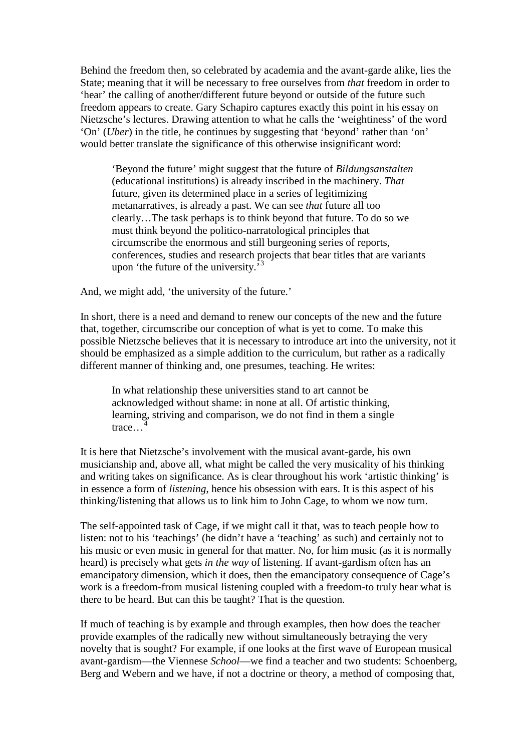Behind the freedom then, so celebrated by academia and the avant-garde alike, lies the State; meaning that it will be necessary to free ourselves from *that* freedom in order to 'hear' the calling of another/different future beyond or outside of the future such freedom appears to create. Gary Schapiro captures exactly this point in his essay on Nietzsche's lectures. Drawing attention to what he calls the 'weightiness' of the word 'On' (*Uber*) in the title, he continues by suggesting that 'beyond' rather than 'on' would better translate the significance of this otherwise insignificant word:

> 'Beyond the future' might suggest that the future of *Bildungsanstalten* (educational institutions) is already inscribed in the machinery. *That* future, given its determined place in a series of legitimizing metanarratives, is already a past. We can see *that* future all too clearly…The task perhaps is to think beyond that future. To do so we must think beyond the politico-narratological principles that circumscribe the enormous and still burgeoning series of reports, conferences, studies and research projects that bear titles that are variants upon 'the future of the university.'[3]

And, we might add, 'the university of the future.'

In short, there is a need and demand to renew our concepts of the new and the future that, together, circumscribe our conception of what is yet to come. To make this possible Nietzsche believes that it is necessary to introduce art into the university, not it should be emphasized as a simple addition to the curriculum, but rather as a radically different manner of thinking and, one presumes, teaching. He writes:

> In what relationship these universities stand to art cannot be acknowledged without shame: in none at all. Of artistic thinking, learning, striving and comparison, we do not find in them a single trace…[4]

It is here that Nietzsche's involvement with the musical avant-garde, his own musicianship and, above all, what might be called the very musicality of his thinking and writing takes on significance. As is clear throughout his work 'artistic thinking' is in essence a form of *listening*, hence his obsession with ears. It is this aspect of his thinking/listening that allows us to link him to John Cage, to whom we now turn.

The self-appointed task of Cage, if we might call it that, was to teach people how to listen: not to his 'teachings' (he didn't have a 'teaching' as such) and certainly not to his music or even music in general for that matter. No, for him music (as it is normally heard) is precisely what gets *in the way* of listening. If avant-gardism often has an emancipatory dimension, which it does, then the emancipatory consequence of Cage's work is a freedom-from musical listening coupled with a freedom-to truly hear what is there to be heard. But can this be taught? That is the question.

If much of teaching is by example and through examples, then how does the teacher provide examples of the radically new without simultaneously betraying the very novelty that is sought? For example, if one looks at the first wave of European musical avant-gardism—the Viennese *School*—we find a teacher and two students: Schoenberg, Berg and Webern and we have, if not a doctrine or theory, a method of composing that,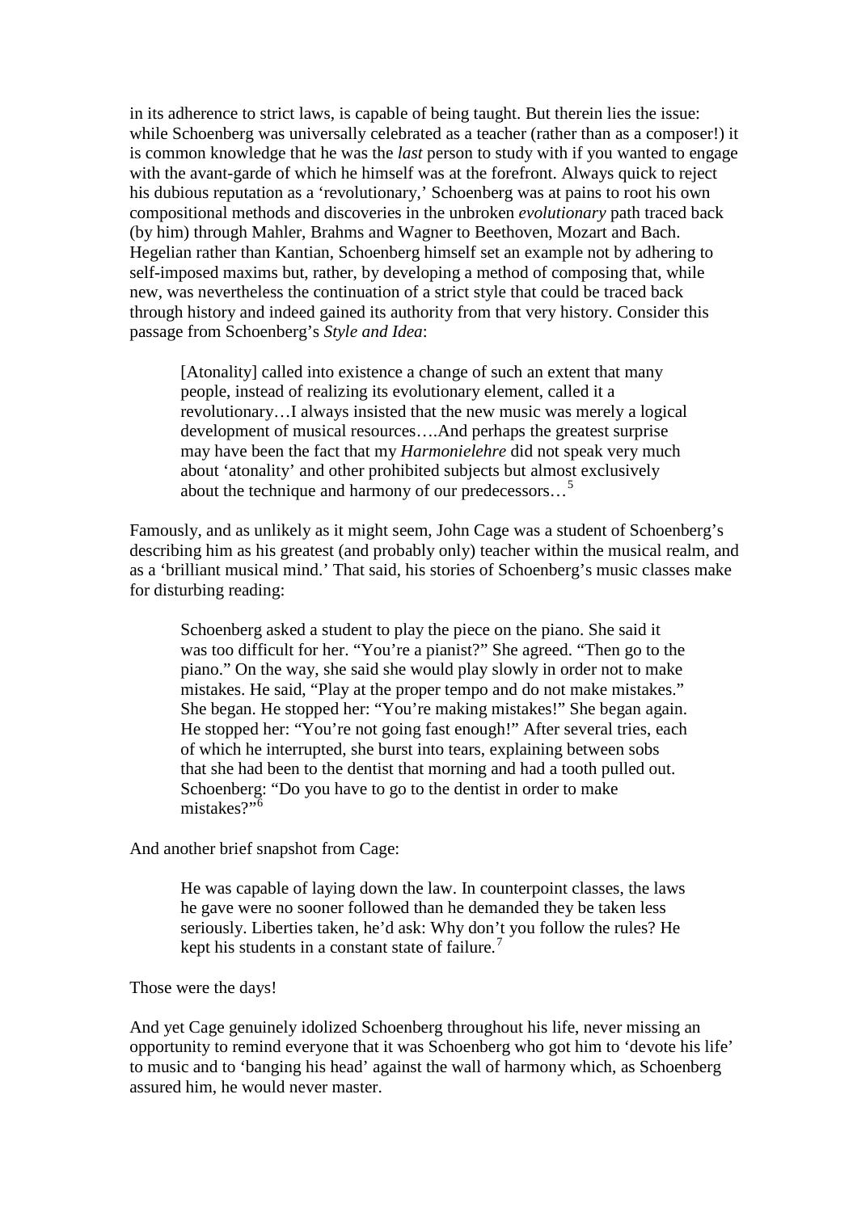in its adherence to strict laws, is capable of being taught. But therein lies the issue: while Schoenberg was universally celebrated as a teacher (rather than as a composer!) it is common knowledge that he was the *last* person to study with if you wanted to engage with the avant-garde of which he himself was at the forefront. Always quick to reject his dubious reputation as a 'revolutionary,' Schoenberg was at pains to root his own compositional methods and discoveries in the unbroken *evolutionary* path traced back (by him) through Mahler, Brahms and Wagner to Beethoven, Mozart and Bach. Hegelian rather than Kantian, Schoenberg himself set an example not by adhering to self-imposed maxims but, rather, by developing a method of composing that, while new, was nevertheless the continuation of a strict style that could be traced back through history and indeed gained its authority from that very history. Consider this passage from Schoenberg's *Style and Idea*:

> [Atonality] called into existence a change of such an extent that many people, instead of realizing its evolutionary element, called it a revolutionary…I always insisted that the new music was merely a logical development of musical resources….And perhaps the greatest surprise may have been the fact that my *Harmonielehre* did not speak very much about 'atonality' and other prohibited subjects but almost exclusively about the technique and harmony of our predecessors…[5]

Famously, and as unlikely as it might seem, John Cage was a student of Schoenberg's describing him as his greatest (and probably only) teacher within the musical realm, and as a 'brilliant musical mind.' That said, his stories of Schoenberg's music classes make for disturbing reading:

> Schoenberg asked a student to play the piece on the piano. She said it was too difficult for her. "You're a pianist?" She agreed. "Then go to the piano." On the way, she said she would play slowly in order not to make mistakes. He said, "Play at the proper tempo and do not make mistakes." She began. He stopped her: "You're making mistakes!" She began again. He stopped her: "You're not going fast enough!" After several tries, each of which he interrupted, she burst into tears, explaining between sobs that she had been to the dentist that morning and had a tooth pulled out. Schoenberg: "Do you have to go to the dentist in order to make mistakes?"[6]

And another brief snapshot from Cage:

> He was capable of laying down the law. In counterpoint classes, the laws he gave were no sooner followed than he demanded they be taken less seriously. Liberties taken, he'd ask: Why don't you follow the rules? He kept his students in a constant state of failure.[7]

Those were the days!

And yet Cage genuinely idolized Schoenberg throughout his life, never missing an opportunity to remind everyone that it was Schoenberg who got him to 'devote his life' to music and to 'banging his head' against the wall of harmony which, as Schoenberg assured him, he would never master.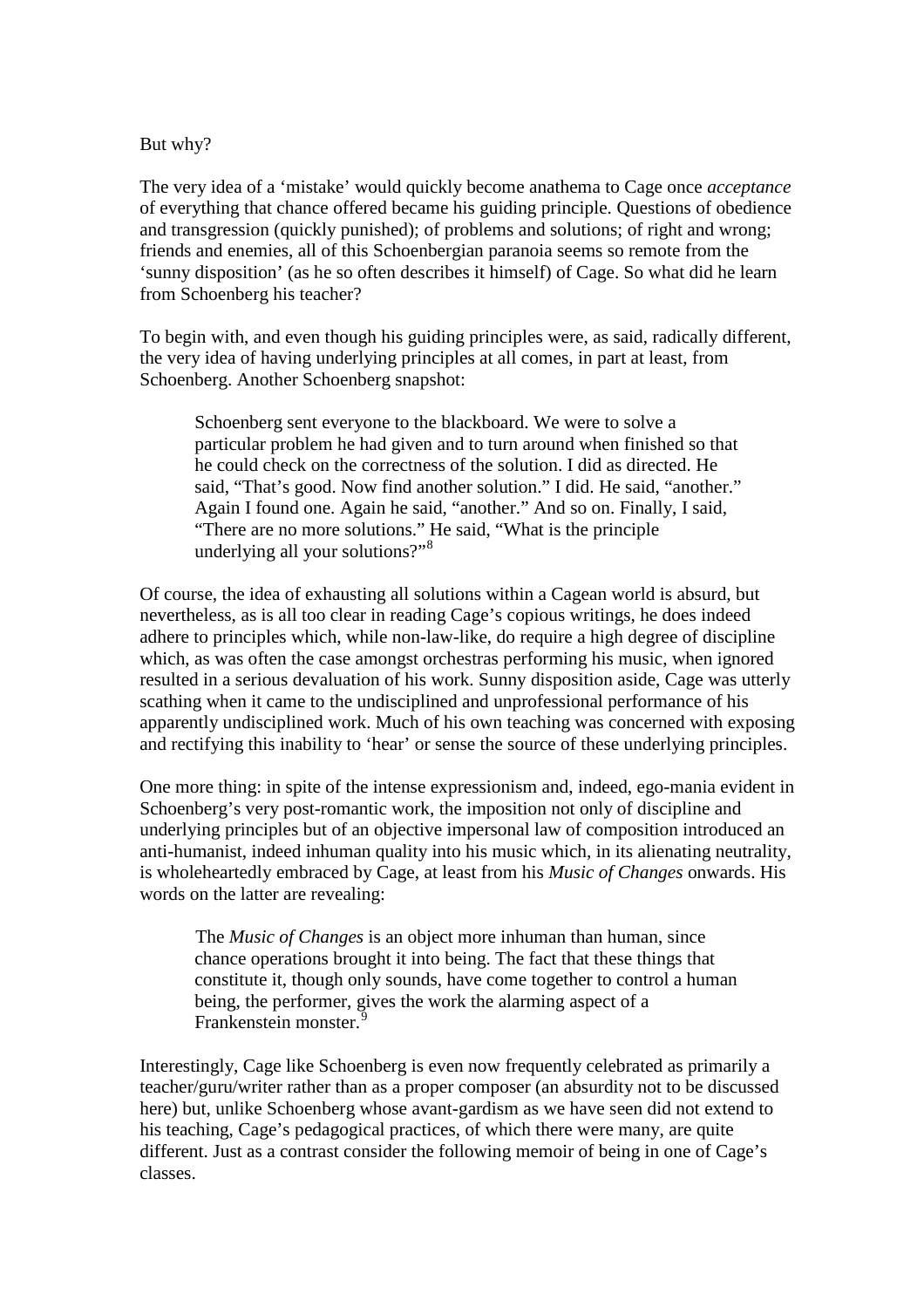But why?

The very idea of a 'mistake' would quickly become anathema to Cage once *acceptance* of everything that chance offered became his guiding principle. Questions of obedience and transgression (quickly punished); of problems and solutions; of right and wrong; friends and enemies, all of this Schoenbergian paranoia seems so remote from the 'sunny disposition' (as he so often describes it himself) of Cage. So what did he learn from Schoenberg his teacher?

To begin with, and even though his guiding principles were, as said, radically different, the very idea of having underlying principles at all comes, in part at least, from Schoenberg. Another Schoenberg snapshot:

> Schoenberg sent everyone to the blackboard. We were to solve a particular problem he had given and to turn around when finished so that he could check on the correctness of the solution. I did as directed. He said, "That's good. Now find another solution." I did. He said, "another." Again I found one. Again he said, "another." And so on. Finally, I said, "There are no more solutions." He said, "What is the principle underlying all your solutions?"[8]

Of course, the idea of exhausting all solutions within a Cagean world is absurd, but nevertheless, as is all too clear in reading Cage's copious writings, he does indeed adhere to principles which, while non-law-like, do require a high degree of discipline which, as was often the case amongst orchestras performing his music, when ignored resulted in a serious devaluation of his work. Sunny disposition aside, Cage was utterly scathing when it came to the undisciplined and unprofessional performance of his apparently undisciplined work. Much of his own teaching was concerned with exposing and rectifying this inability to 'hear' or sense the source of these underlying principles.

One more thing: in spite of the intense expressionism and, indeed, ego-mania evident in Schoenberg's very post-romantic work, the imposition not only of discipline and underlying principles but of an objective impersonal law of composition introduced an anti-humanist, indeed inhuman quality into his music which, in its alienating neutrality, is wholeheartedly embraced by Cage, at least from his *Music of Changes* onwards. His words on the latter are revealing:

> The *Music of Changes* is an object more inhuman than human, since chance operations brought it into being. The fact that these things that constitute it, though only sounds, have come together to control a human being, the performer, gives the work the alarming aspect of a Frankenstein monster.[9]

Interestingly, Cage like Schoenberg is even now frequently celebrated as primarily a teacher/guru/writer rather than as a proper composer (an absurdity not to be discussed here) but, unlike Schoenberg whose avant-gardism as we have seen did not extend to his teaching, Cage's pedagogical practices, of which there were many, are quite different. Just as a contrast consider the following memoir of being in one of Cage's classes.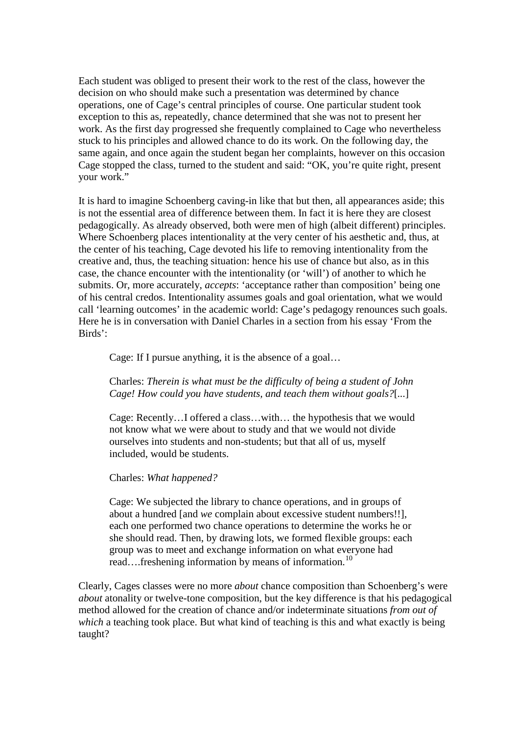Each student was obliged to present their work to the rest of the class, however the decision on who should make such a presentation was determined by chance operations, one of Cage's central principles of course. One particular student took exception to this as, repeatedly, chance determined that she was not to present her work. As the first day progressed she frequently complained to Cage who nevertheless stuck to his principles and allowed chance to do its work. On the following day, the same again, and once again the student began her complaints, however on this occasion Cage stopped the class, turned to the student and said: "OK, you're quite right, present your work."

It is hard to imagine Schoenberg caving-in like that but then, all appearances aside; this is not the essential area of difference between them. In fact it is here they are closest pedagogically. As already observed, both were men of high (albeit different) principles. Where Schoenberg places intentionality at the very center of his aesthetic and, thus, at the center of his teaching, Cage devoted his life to removing intentionality from the creative and, thus, the teaching situation: hence his use of chance but also, as in this case, the chance encounter with the intentionality (or 'will') of another to which he submits. Or, more accurately, *accepts*: 'acceptance rather than composition' being one of his central credos. Intentionality assumes goals and goal orientation, what we would call 'learning outcomes' in the academic world: Cage's pedagogy renounces such goals. Here he is in conversation with Daniel Charles in a section from his essay 'From the Birds':

> Cage: If I pursue anything, it is the absence of a goal…
>
> Charles: *Therein is what must be the difficulty of being a student of John Cage! How could you have students, and teach them without goals?*[...]
>
> Cage: Recently…I offered a class…with… the hypothesis that we would not know what we were about to study and that we would not divide ourselves into students and non-students; but that all of us, myself included, would be students.
>
> Charles: *What happened?*
>
> Cage: We subjected the library to chance operations, and in groups of about a hundred [and *we* complain about excessive student numbers!!], each one performed two chance operations to determine the works he or she should read. Then, by drawing lots, we formed flexible groups: each group was to meet and exchange information on what everyone had read….freshening information by means of information.[10]

Clearly, Cages classes were no more *about* chance composition than Schoenberg's were *about* atonality or twelve-tone composition, but the key difference is that his pedagogical method allowed for the creation of chance and/or indeterminate situations *from out of which* a teaching took place. But what kind of teaching is this and what exactly is being taught?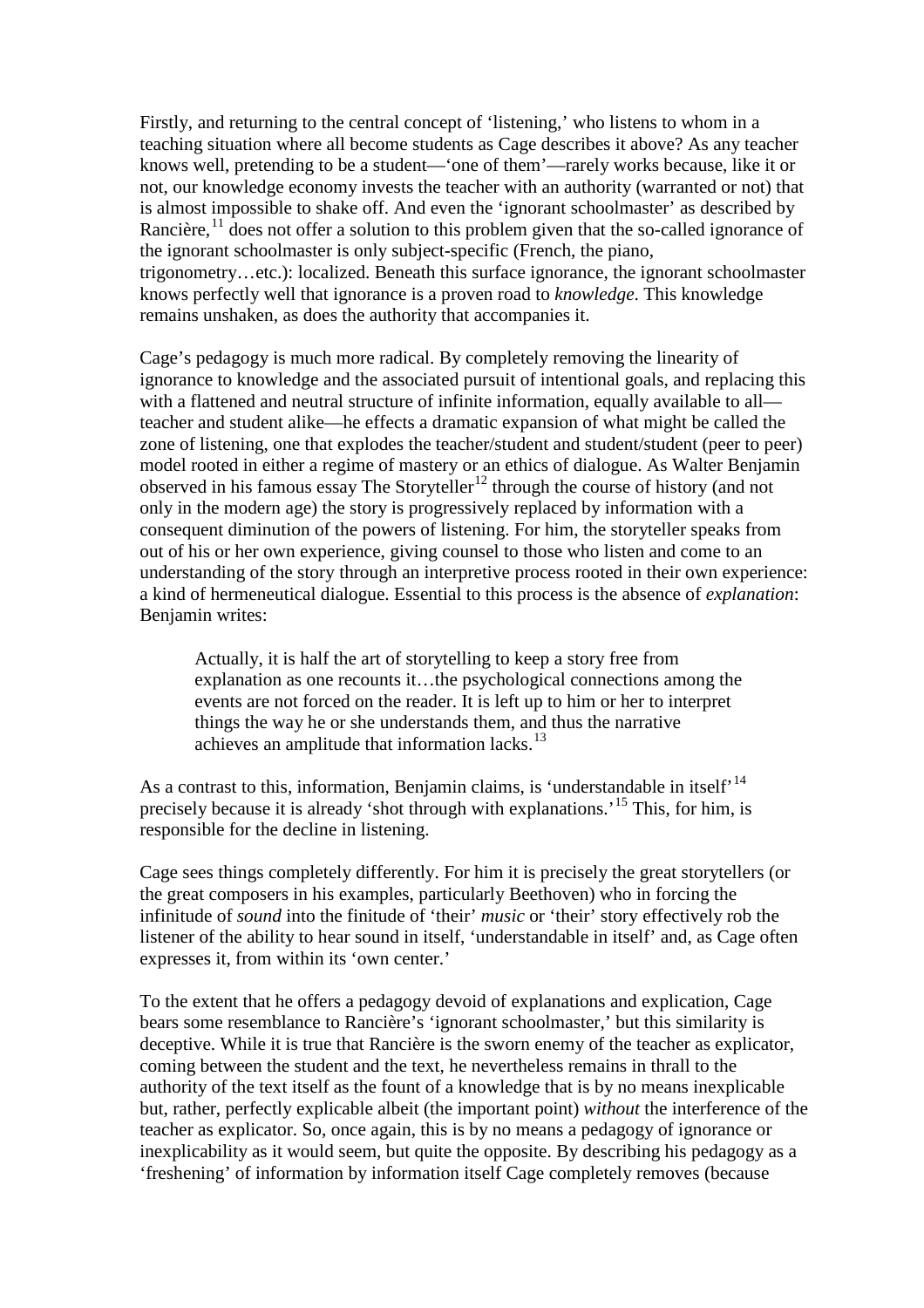Firstly, and returning to the central concept of 'listening,' who listens to whom in a teaching situation where all become students as Cage describes it above? As any teacher knows well, pretending to be a student—'one of them'—rarely works because, like it or not, our knowledge economy invests the teacher with an authority (warranted or not) that is almost impossible to shake off. And even the 'ignorant schoolmaster' as described by Rancière,[11] does not offer a solution to this problem given that the so-called ignorance of the ignorant schoolmaster is only subject-specific (French, the piano, trigonometry…etc.): localized. Beneath this surface ignorance, the ignorant schoolmaster knows perfectly well that ignorance is a proven road to *knowledge*. This knowledge remains unshaken, as does the authority that accompanies it.

Cage's pedagogy is much more radical. By completely removing the linearity of ignorance to knowledge and the associated pursuit of intentional goals, and replacing this with a flattened and neutral structure of infinite information, equally available to all—teacher and student alike—he effects a dramatic expansion of what might be called the zone of listening, one that explodes the teacher/student and student/student (peer to peer) model rooted in either a regime of mastery or an ethics of dialogue. As Walter Benjamin observed in his famous essay The Storyteller[12] through the course of history (and not only in the modern age) the story is progressively replaced by information with a consequent diminution of the powers of listening. For him, the storyteller speaks from out of his or her own experience, giving counsel to those who listen and come to an understanding of the story through an interpretive process rooted in their own experience: a kind of hermeneutical dialogue. Essential to this process is the absence of *explanation*: Benjamin writes:

> Actually, it is half the art of storytelling to keep a story free from explanation as one recounts it…the psychological connections among the events are not forced on the reader. It is left up to him or her to interpret things the way he or she understands them, and thus the narrative achieves an amplitude that information lacks.[13]

As a contrast to this, information, Benjamin claims, is 'understandable in itself'[14] precisely because it is already 'shot through with explanations.'[15] This, for him, is responsible for the decline in listening.

Cage sees things completely differently. For him it is precisely the great storytellers (or the great composers in his examples, particularly Beethoven) who in forcing the infinitude of *sound* into the finitude of 'their' *music* or 'their' story effectively rob the listener of the ability to hear sound in itself, 'understandable in itself' and, as Cage often expresses it, from within its 'own center.'

To the extent that he offers a pedagogy devoid of explanations and explication, Cage bears some resemblance to Rancière's 'ignorant schoolmaster,' but this similarity is deceptive. While it is true that Rancière is the sworn enemy of the teacher as explicator, coming between the student and the text, he nevertheless remains in thrall to the authority of the text itself as the fount of a knowledge that is by no means inexplicable but, rather, perfectly explicable albeit (the important point) *without* the interference of the teacher as explicator. So, once again, this is by no means a pedagogy of ignorance or inexplicability as it would seem, but quite the opposite. By describing his pedagogy as a 'freshening' of information by information itself Cage completely removes (because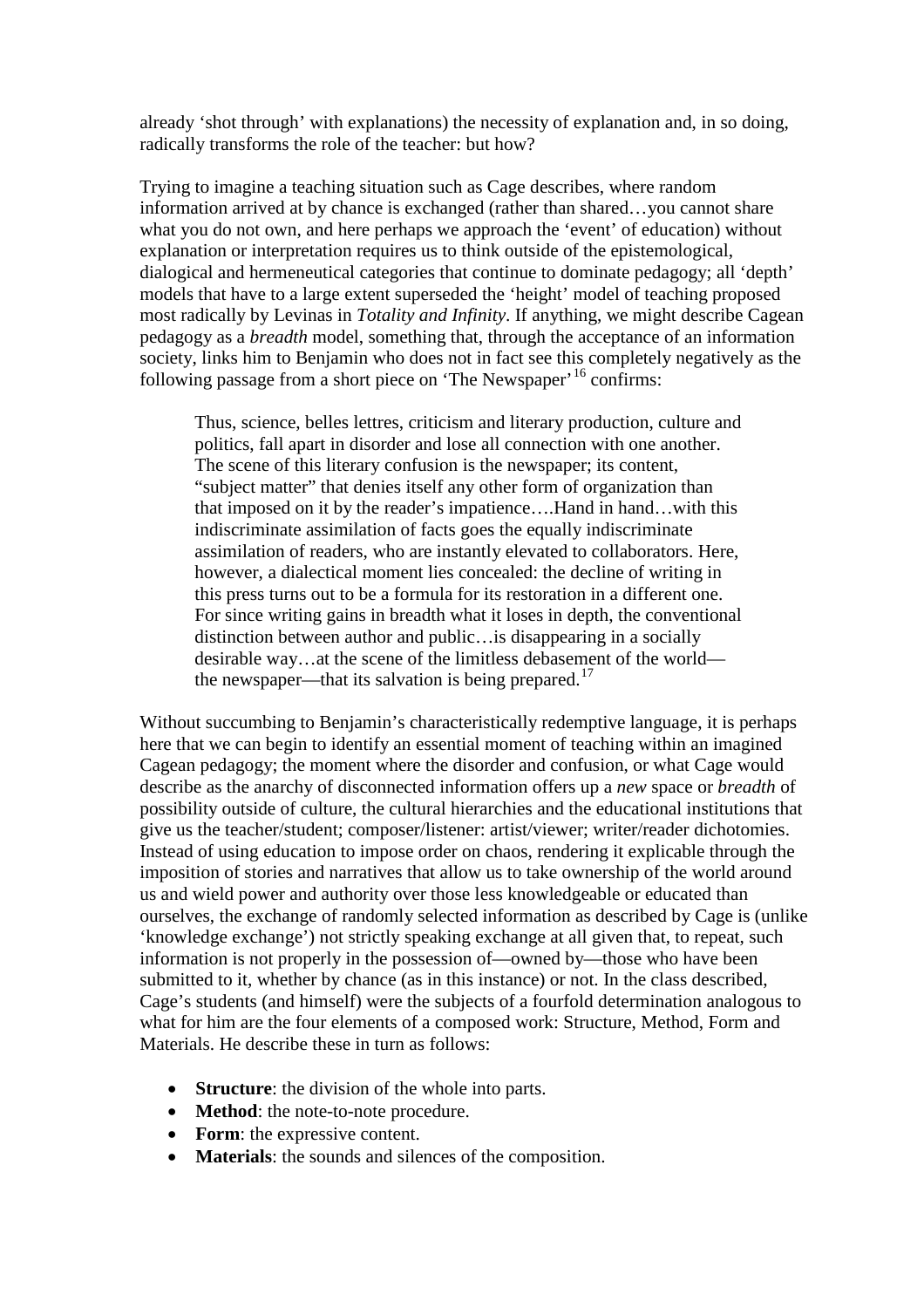already 'shot through' with explanations) the necessity of explanation and, in so doing, radically transforms the role of the teacher: but how?

Trying to imagine a teaching situation such as Cage describes, where random information arrived at by chance is exchanged (rather than shared…you cannot share what you do not own, and here perhaps we approach the 'event' of education) without explanation or interpretation requires us to think outside of the epistemological, dialogical and hermeneutical categories that continue to dominate pedagogy; all 'depth' models that have to a large extent superseded the 'height' model of teaching proposed most radically by Levinas in *Totality and Infinity*. If anything, we might describe Cagean pedagogy as a *breadth* model, something that, through the acceptance of an information society, links him to Benjamin who does not in fact see this completely negatively as the following passage from a short piece on 'The Newspaper'[16] confirms:

> Thus, science, belles lettres, criticism and literary production, culture and politics, fall apart in disorder and lose all connection with one another. The scene of this literary confusion is the newspaper; its content, "subject matter" that denies itself any other form of organization than that imposed on it by the reader's impatience….Hand in hand…with this indiscriminate assimilation of facts goes the equally indiscriminate assimilation of readers, who are instantly elevated to collaborators. Here, however, a dialectical moment lies concealed: the decline of writing in this press turns out to be a formula for its restoration in a different one. For since writing gains in breadth what it loses in depth, the conventional distinction between author and public…is disappearing in a socially desirable way…at the scene of the limitless debasement of the world—the newspaper—that its salvation is being prepared.[17]

Without succumbing to Benjamin's characteristically redemptive language, it is perhaps here that we can begin to identify an essential moment of teaching within an imagined Cagean pedagogy; the moment where the disorder and confusion, or what Cage would describe as the anarchy of disconnected information offers up a *new* space or *breadth* of possibility outside of culture, the cultural hierarchies and the educational institutions that give us the teacher/student; composer/listener: artist/viewer; writer/reader dichotomies. Instead of using education to impose order on chaos, rendering it explicable through the imposition of stories and narratives that allow us to take ownership of the world around us and wield power and authority over those less knowledgeable or educated than ourselves, the exchange of randomly selected information as described by Cage is (unlike 'knowledge exchange') not strictly speaking exchange at all given that, to repeat, such information is not properly in the possession of—owned by—those who have been submitted to it, whether by chance (as in this instance) or not. In the class described, Cage's students (and himself) were the subjects of a fourfold determination analogous to what for him are the four elements of a composed work: Structure, Method, Form and Materials. He describe these in turn as follows:

- **Structure**: the division of the whole into parts.
- **Method**: the note-to-note procedure.
- **Form**: the expressive content.
- **Materials**: the sounds and silences of the composition.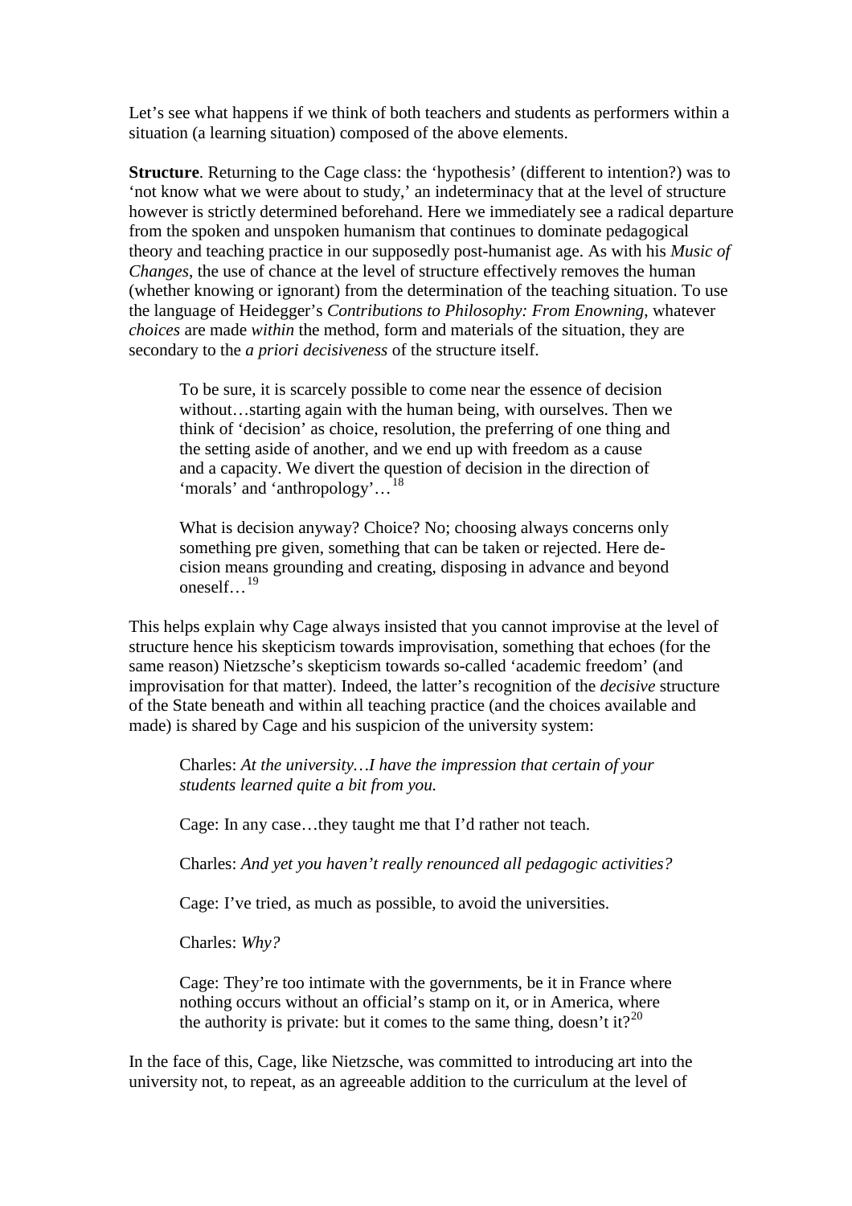Let's see what happens if we think of both teachers and students as performers within a situation (a learning situation) composed of the above elements.

**Structure**. Returning to the Cage class: the 'hypothesis' (different to intention?) was to 'not know what we were about to study,' an indeterminacy that at the level of structure however is strictly determined beforehand. Here we immediately see a radical departure from the spoken and unspoken humanism that continues to dominate pedagogical theory and teaching practice in our supposedly post-humanist age. As with his *Music of Changes*, the use of chance at the level of structure effectively removes the human (whether knowing or ignorant) from the determination of the teaching situation. To use the language of Heidegger's *Contributions to Philosophy: From Enowning*, whatever *choices* are made *within* the method, form and materials of the situation, they are secondary to the *a priori decisiveness* of the structure itself.

> To be sure, it is scarcely possible to come near the essence of decision without…starting again with the human being, with ourselves. Then we think of 'decision' as choice, resolution, the preferring of one thing and the setting aside of another, and we end up with freedom as a cause and a capacity. We divert the question of decision in the direction of 'morals' and 'anthropology'…[18]
>
> What is decision anyway? Choice? No; choosing always concerns only something pre given, something that can be taken or rejected. Here decision means grounding and creating, disposing in advance and beyond oneself…[19]

This helps explain why Cage always insisted that you cannot improvise at the level of structure hence his skepticism towards improvisation, something that echoes (for the same reason) Nietzsche's skepticism towards so-called 'academic freedom' (and improvisation for that matter). Indeed, the latter's recognition of the *decisive* structure of the State beneath and within all teaching practice (and the choices available and made) is shared by Cage and his suspicion of the university system:

> Charles: *At the university…I have the impression that certain of your students learned quite a bit from you.*
>
> Cage: In any case…they taught me that I'd rather not teach.
>
> Charles: *And yet you haven't really renounced all pedagogic activities?*
>
> Cage: I've tried, as much as possible, to avoid the universities.
>
> Charles: *Why?*
>
> Cage: They're too intimate with the governments, be it in France where nothing occurs without an official's stamp on it, or in America, where the authority is private: but it comes to the same thing, doesn't it?[20]

In the face of this, Cage, like Nietzsche, was committed to introducing art into the university not, to repeat, as an agreeable addition to the curriculum at the level of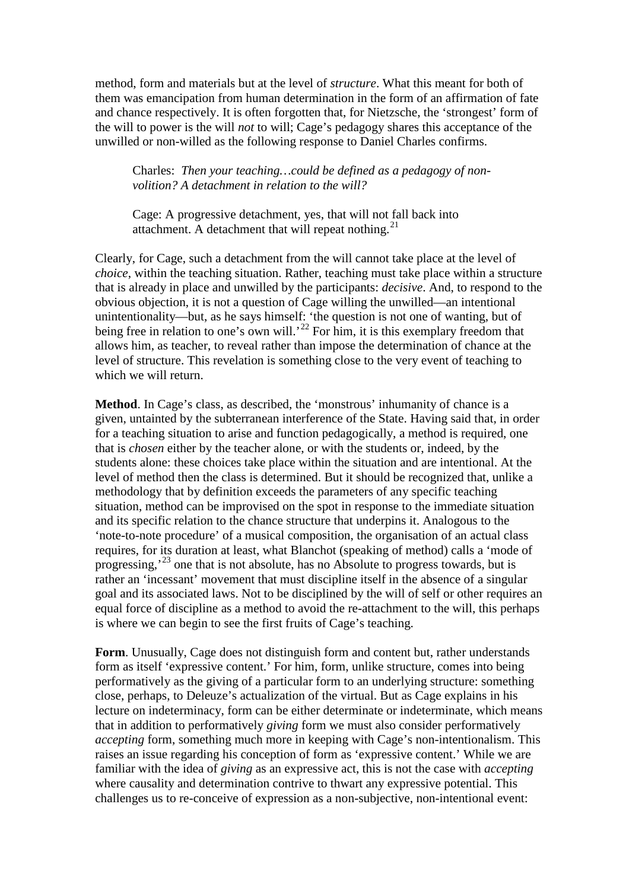method, form and materials but at the level of *structure*. What this meant for both of them was emancipation from human determination in the form of an affirmation of fate and chance respectively. It is often forgotten that, for Nietzsche, the 'strongest' form of the will to power is the will *not* to will; Cage's pedagogy shares this acceptance of the unwilled or non-willed as the following response to Daniel Charles confirms.

> Charles: *Then your teaching…could be defined as a pedagogy of non-volition? A detachment in relation to the will?*
>
> Cage: A progressive detachment, yes, that will not fall back into attachment. A detachment that will repeat nothing.[21]

Clearly, for Cage, such a detachment from the will cannot take place at the level of *choice*, within the teaching situation. Rather, teaching must take place within a structure that is already in place and unwilled by the participants: *decisive*. And, to respond to the obvious objection, it is not a question of Cage willing the unwilled—an intentional unintentionality—but, as he says himself: 'the question is not one of wanting, but of being free in relation to one's own will.'[22] For him, it is this exemplary freedom that allows him, as teacher, to reveal rather than impose the determination of chance at the level of structure. This revelation is something close to the very event of teaching to which we will return.

**Method**. In Cage's class, as described, the 'monstrous' inhumanity of chance is a given, untainted by the subterranean interference of the State. Having said that, in order for a teaching situation to arise and function pedagogically, a method is required, one that is *chosen* either by the teacher alone, or with the students or, indeed, by the students alone: these choices take place within the situation and are intentional. At the level of method then the class is determined. But it should be recognized that, unlike a methodology that by definition exceeds the parameters of any specific teaching situation, method can be improvised on the spot in response to the immediate situation and its specific relation to the chance structure that underpins it. Analogous to the 'note-to-note procedure' of a musical composition, the organisation of an actual class requires, for its duration at least, what Blanchot (speaking of method) calls a 'mode of progressing,'[23] one that is not absolute, has no Absolute to progress towards, but is rather an 'incessant' movement that must discipline itself in the absence of a singular goal and its associated laws. Not to be disciplined by the will of self or other requires an equal force of discipline as a method to avoid the re-attachment to the will, this perhaps is where we can begin to see the first fruits of Cage's teaching.

**Form**. Unusually, Cage does not distinguish form and content but, rather understands form as itself 'expressive content.' For him, form, unlike structure, comes into being performatively as the giving of a particular form to an underlying structure: something close, perhaps, to Deleuze's actualization of the virtual. But as Cage explains in his lecture on indeterminacy, form can be either determinate or indeterminate, which means that in addition to performatively *giving* form we must also consider performatively *accepting* form, something much more in keeping with Cage's non-intentionalism. This raises an issue regarding his conception of form as 'expressive content.' While we are familiar with the idea of *giving* as an expressive act, this is not the case with *accepting* where causality and determination contrive to thwart any expressive potential. This challenges us to re-conceive of expression as a non-subjective, non-intentional event: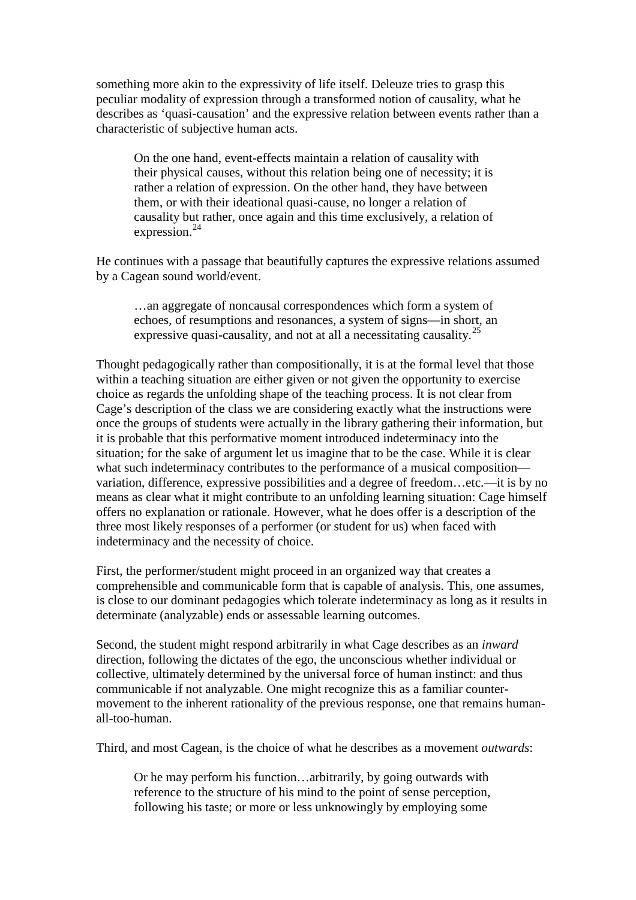something more akin to the expressivity of life itself. Deleuze tries to grasp this peculiar modality of expression through a transformed notion of causality, what he describes as 'quasi-causation' and the expressive relation between events rather than a characteristic of subjective human acts.

> On the one hand, event-effects maintain a relation of causality with their physical causes, without this relation being one of necessity; it is rather a relation of expression. On the other hand, they have between them, or with their ideational quasi-cause, no longer a relation of causality but rather, once again and this time exclusively, a relation of expression.[24]

He continues with a passage that beautifully captures the expressive relations assumed by a Cagean sound world/event.

> …an aggregate of noncausal correspondences which form a system of echoes, of resumptions and resonances, a system of signs—in short, an expressive quasi-causality, and not at all a necessitating causality.[25]

Thought pedagogically rather than compositionally, it is at the formal level that those within a teaching situation are either given or not given the opportunity to exercise choice as regards the unfolding shape of the teaching process. It is not clear from Cage's description of the class we are considering exactly what the instructions were once the groups of students were actually in the library gathering their information, but it is probable that this performative moment introduced indeterminacy into the situation; for the sake of argument let us imagine that to be the case. While it is clear what such indeterminacy contributes to the performance of a musical composition—variation, difference, expressive possibilities and a degree of freedom…etc.—it is by no means as clear what it might contribute to an unfolding learning situation: Cage himself offers no explanation or rationale. However, what he does offer is a description of the three most likely responses of a performer (or student for us) when faced with indeterminacy and the necessity of choice.

First, the performer/student might proceed in an organized way that creates a comprehensible and communicable form that is capable of analysis. This, one assumes, is close to our dominant pedagogies which tolerate indeterminacy as long as it results in determinate (analyzable) ends or assessable learning outcomes.

Second, the student might respond arbitrarily in what Cage describes as an *inward* direction, following the dictates of the ego, the unconscious whether individual or collective, ultimately determined by the universal force of human instinct: and thus communicable if not analyzable. One might recognize this as a familiar counter-movement to the inherent rationality of the previous response, one that remains human-all-too-human.

Third, and most Cagean, is the choice of what he describes as a movement *outwards*:

> Or he may perform his function…arbitrarily, by going outwards with reference to the structure of his mind to the point of sense perception, following his taste; or more or less unknowingly by employing some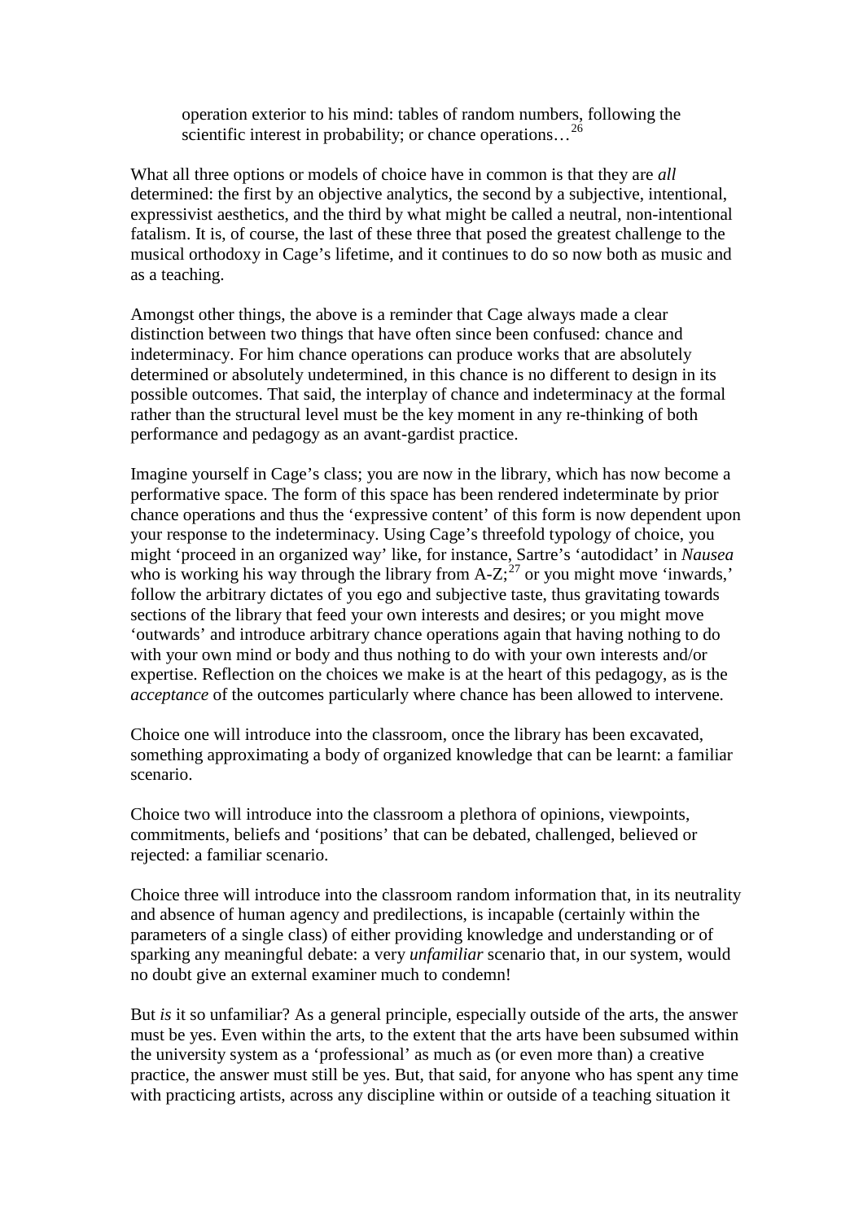> operation exterior to his mind: tables of random numbers, following the scientific interest in probability; or chance operations…[26]

What all three options or models of choice have in common is that they are *all* determined: the first by an objective analytics, the second by a subjective, intentional, expressivist aesthetics, and the third by what might be called a neutral, non-intentional fatalism. It is, of course, the last of these three that posed the greatest challenge to the musical orthodoxy in Cage's lifetime, and it continues to do so now both as music and as a teaching.

Amongst other things, the above is a reminder that Cage always made a clear distinction between two things that have often since been confused: chance and indeterminacy. For him chance operations can produce works that are absolutely determined or absolutely undetermined, in this chance is no different to design in its possible outcomes. That said, the interplay of chance and indeterminacy at the formal rather than the structural level must be the key moment in any re-thinking of both performance and pedagogy as an avant-gardist practice.

Imagine yourself in Cage's class; you are now in the library, which has now become a performative space. The form of this space has been rendered indeterminate by prior chance operations and thus the 'expressive content' of this form is now dependent upon your response to the indeterminacy. Using Cage's threefold typology of choice, you might 'proceed in an organized way' like, for instance, Sartre's 'autodidact' in *Nausea* who is working his way through the library from A-Z;[27] or you might move 'inwards,' follow the arbitrary dictates of you ego and subjective taste, thus gravitating towards sections of the library that feed your own interests and desires; or you might move 'outwards' and introduce arbitrary chance operations again that having nothing to do with your own mind or body and thus nothing to do with your own interests and/or expertise. Reflection on the choices we make is at the heart of this pedagogy, as is the *acceptance* of the outcomes particularly where chance has been allowed to intervene.

Choice one will introduce into the classroom, once the library has been excavated, something approximating a body of organized knowledge that can be learnt: a familiar scenario.

Choice two will introduce into the classroom a plethora of opinions, viewpoints, commitments, beliefs and 'positions' that can be debated, challenged, believed or rejected: a familiar scenario.

Choice three will introduce into the classroom random information that, in its neutrality and absence of human agency and predilections, is incapable (certainly within the parameters of a single class) of either providing knowledge and understanding or of sparking any meaningful debate: a very *unfamiliar* scenario that, in our system, would no doubt give an external examiner much to condemn!

But *is* it so unfamiliar? As a general principle, especially outside of the arts, the answer must be yes. Even within the arts, to the extent that the arts have been subsumed within the university system as a 'professional' as much as (or even more than) a creative practice, the answer must still be yes. But, that said, for anyone who has spent any time with practicing artists, across any discipline within or outside of a teaching situation it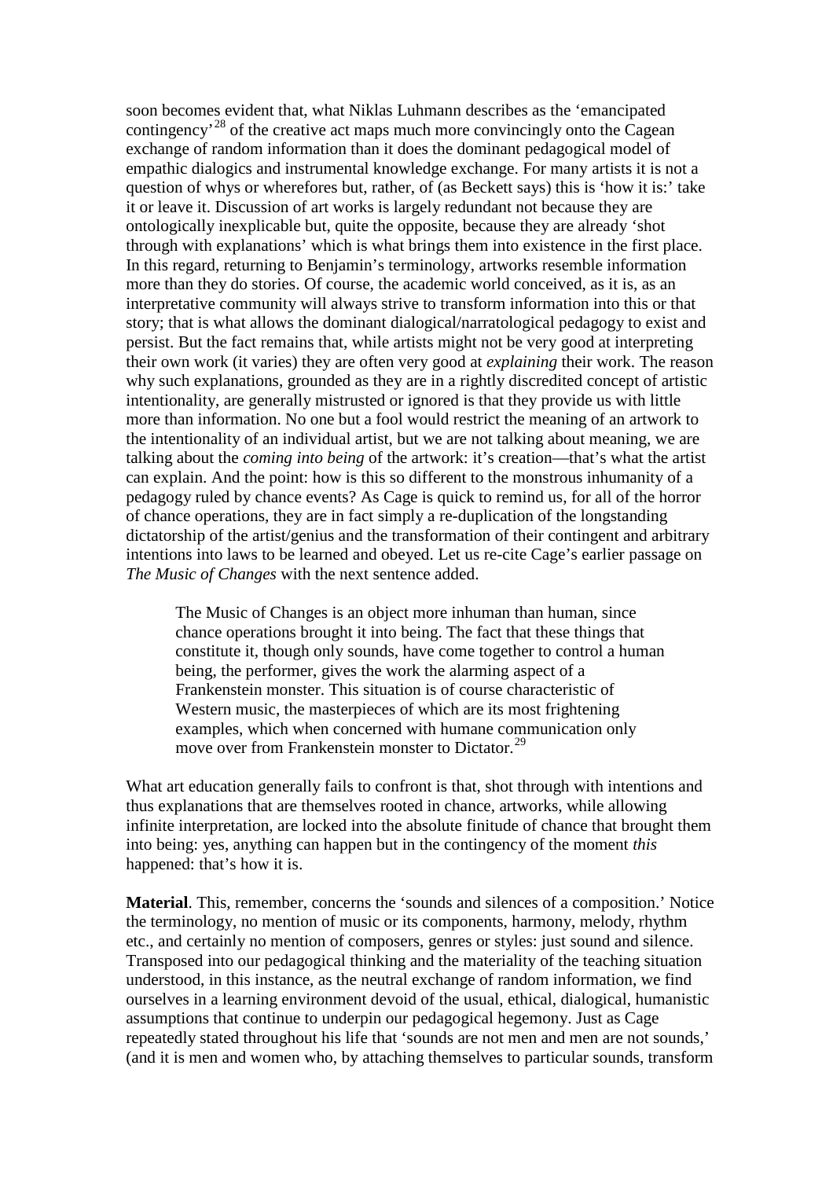soon becomes evident that, what Niklas Luhmann describes as the 'emancipated contingency'[28] of the creative act maps much more convincingly onto the Cagean exchange of random information than it does the dominant pedagogical model of empathic dialogics and instrumental knowledge exchange. For many artists it is not a question of whys or wherefores but, rather, of (as Beckett says) this is 'how it is:' take it or leave it. Discussion of art works is largely redundant not because they are ontologically inexplicable but, quite the opposite, because they are already 'shot through with explanations' which is what brings them into existence in the first place. In this regard, returning to Benjamin's terminology, artworks resemble information more than they do stories. Of course, the academic world conceived, as it is, as an interpretative community will always strive to transform information into this or that story; that is what allows the dominant dialogical/narratological pedagogy to exist and persist. But the fact remains that, while artists might not be very good at interpreting their own work (it varies) they are often very good at *explaining* their work. The reason why such explanations, grounded as they are in a rightly discredited concept of artistic intentionality, are generally mistrusted or ignored is that they provide us with little more than information. No one but a fool would restrict the meaning of an artwork to the intentionality of an individual artist, but we are not talking about meaning, we are talking about the *coming into being* of the artwork: it's creation—that's what the artist can explain. And the point: how is this so different to the monstrous inhumanity of a pedagogy ruled by chance events? As Cage is quick to remind us, for all of the horror of chance operations, they are in fact simply a re-duplication of the longstanding dictatorship of the artist/genius and the transformation of their contingent and arbitrary intentions into laws to be learned and obeyed. Let us re-cite Cage's earlier passage on *The Music of Changes* with the next sentence added.

> The Music of Changes is an object more inhuman than human, since chance operations brought it into being. The fact that these things that constitute it, though only sounds, have come together to control a human being, the performer, gives the work the alarming aspect of a Frankenstein monster. This situation is of course characteristic of Western music, the masterpieces of which are its most frightening examples, which when concerned with humane communication only move over from Frankenstein monster to Dictator.[29]

What art education generally fails to confront is that, shot through with intentions and thus explanations that are themselves rooted in chance, artworks, while allowing infinite interpretation, are locked into the absolute finitude of chance that brought them into being: yes, anything can happen but in the contingency of the moment *this* happened: that's how it is.

**Material**. This, remember, concerns the 'sounds and silences of a composition.' Notice the terminology, no mention of music or its components, harmony, melody, rhythm etc., and certainly no mention of composers, genres or styles: just sound and silence. Transposed into our pedagogical thinking and the materiality of the teaching situation understood, in this instance, as the neutral exchange of random information, we find ourselves in a learning environment devoid of the usual, ethical, dialogical, humanistic assumptions that continue to underpin our pedagogical hegemony. Just as Cage repeatedly stated throughout his life that 'sounds are not men and men are not sounds,' (and it is men and women who, by attaching themselves to particular sounds, transform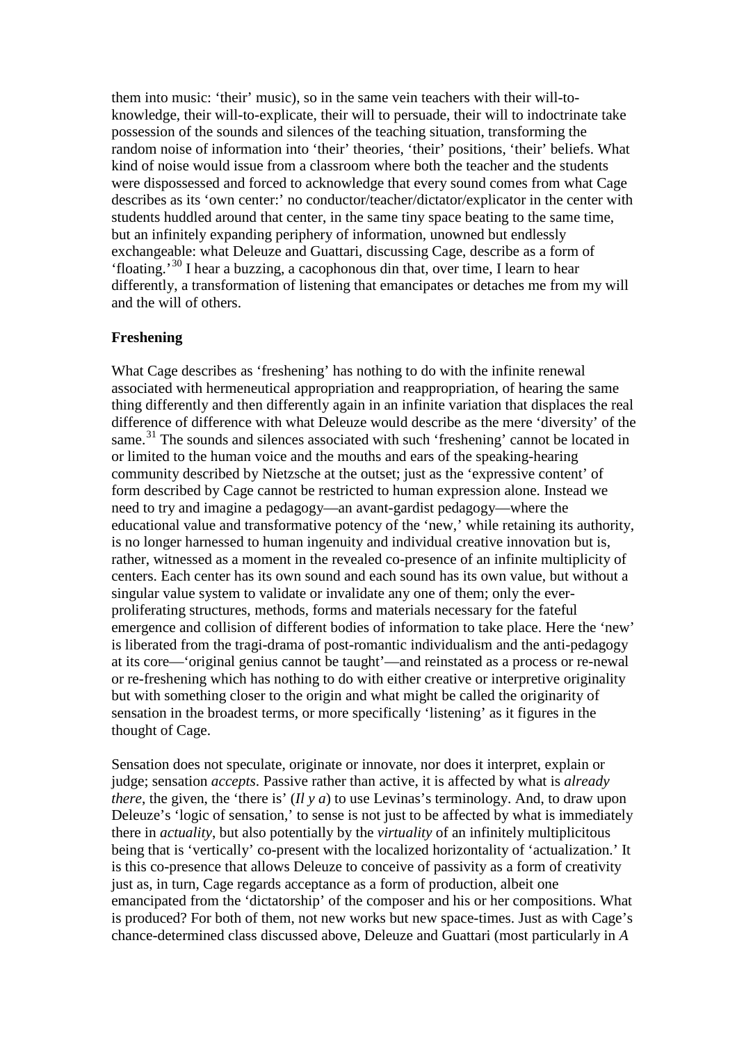them into music: 'their' music), so in the same vein teachers with their will-to-knowledge, their will-to-explicate, their will to persuade, their will to indoctrinate take possession of the sounds and silences of the teaching situation, transforming the random noise of information into 'their' theories, 'their' positions, 'their' beliefs. What kind of noise would issue from a classroom where both the teacher and the students were dispossessed and forced to acknowledge that every sound comes from what Cage describes as its 'own center:' no conductor/teacher/dictator/explicator in the center with students huddled around that center, in the same tiny space beating to the same time, but an infinitely expanding periphery of information, unowned but endlessly exchangeable: what Deleuze and Guattari, discussing Cage, describe as a form of 'floating.'[30] I hear a buzzing, a cacophonous din that, over time, I learn to hear differently, a transformation of listening that emancipates or detaches me from my will and the will of others.

## Freshening

What Cage describes as 'freshening' has nothing to do with the infinite renewal associated with hermeneutical appropriation and reappropriation, of hearing the same thing differently and then differently again in an infinite variation that displaces the real difference of difference with what Deleuze would describe as the mere 'diversity' of the same.[31] The sounds and silences associated with such 'freshening' cannot be located in or limited to the human voice and the mouths and ears of the speaking-hearing community described by Nietzsche at the outset; just as the 'expressive content' of form described by Cage cannot be restricted to human expression alone. Instead we need to try and imagine a pedagogy—an avant-gardist pedagogy—where the educational value and transformative potency of the 'new,' while retaining its authority, is no longer harnessed to human ingenuity and individual creative innovation but is, rather, witnessed as a moment in the revealed co-presence of an infinite multiplicity of centers. Each center has its own sound and each sound has its own value, but without a singular value system to validate or invalidate any one of them; only the ever-proliferating structures, methods, forms and materials necessary for the fateful emergence and collision of different bodies of information to take place. Here the 'new' is liberated from the tragi-drama of post-romantic individualism and the anti-pedagogy at its core—'original genius cannot be taught'—and reinstated as a process or re-newal or re-freshening which has nothing to do with either creative or interpretive originality but with something closer to the origin and what might be called the originarity of sensation in the broadest terms, or more specifically 'listening' as it figures in the thought of Cage.

Sensation does not speculate, originate or innovate, nor does it interpret, explain or judge; sensation *accepts*. Passive rather than active, it is affected by what is *already there*, the given, the 'there is' (*Il y a*) to use Levinas's terminology. And, to draw upon Deleuze's 'logic of sensation,' to sense is not just to be affected by what is immediately there in *actuality*, but also potentially by the *virtuality* of an infinitely multiplicitous being that is 'vertically' co-present with the localized horizontality of 'actualization.' It is this co-presence that allows Deleuze to conceive of passivity as a form of creativity just as, in turn, Cage regards acceptance as a form of production, albeit one emancipated from the 'dictatorship' of the composer and his or her compositions. What is produced? For both of them, not new works but new space-times. Just as with Cage's chance-determined class discussed above, Deleuze and Guattari (most particularly in *A*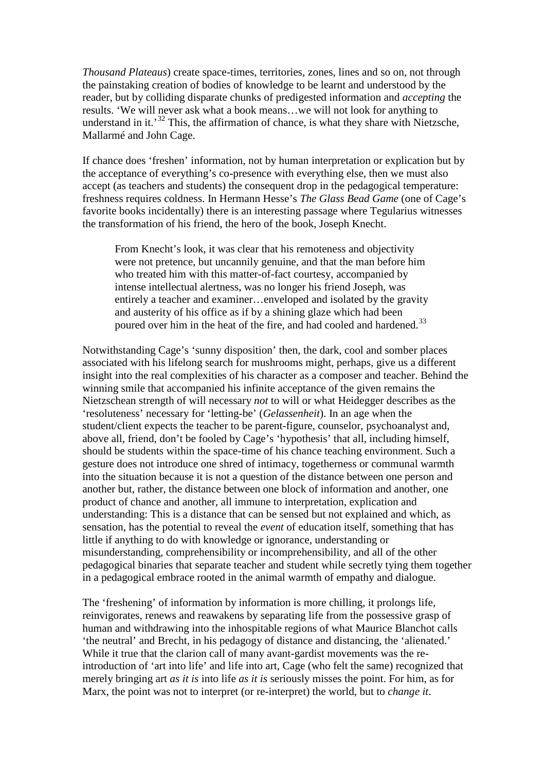*Thousand Plateaus*) create space-times, territories, zones, lines and so on, not through the painstaking creation of bodies of knowledge to be learnt and understood by the reader, but by colliding disparate chunks of predigested information and *accepting* the results. 'We will never ask what a book means…we will not look for anything to understand in it.'[32] This, the affirmation of chance, is what they share with Nietzsche, Mallarmé and John Cage.

If chance does 'freshen' information, not by human interpretation or explication but by the acceptance of everything's co-presence with everything else, then we must also accept (as teachers and students) the consequent drop in the pedagogical temperature: freshness requires coldness. In Hermann Hesse's *The Glass Bead Game* (one of Cage's favorite books incidentally) there is an interesting passage where Tegularius witnesses the transformation of his friend, the hero of the book, Joseph Knecht.

> From Knecht's look, it was clear that his remoteness and objectivity were not pretence, but uncannily genuine, and that the man before him who treated him with this matter-of-fact courtesy, accompanied by intense intellectual alertness, was no longer his friend Joseph, was entirely a teacher and examiner…enveloped and isolated by the gravity and austerity of his office as if by a shining glaze which had been poured over him in the heat of the fire, and had cooled and hardened.[33]

Notwithstanding Cage's 'sunny disposition' then, the dark, cool and somber places associated with his lifelong search for mushrooms might, perhaps, give us a different insight into the real complexities of his character as a composer and teacher. Behind the winning smile that accompanied his infinite acceptance of the given remains the Nietzschean strength of will necessary *not* to will or what Heidegger describes as the 'resoluteness' necessary for 'letting-be' (*Gelassenheit*). In an age when the student/client expects the teacher to be parent-figure, counselor, psychoanalyst and, above all, friend, don't be fooled by Cage's 'hypothesis' that all, including himself, should be students within the space-time of his chance teaching environment. Such a gesture does not introduce one shred of intimacy, togetherness or communal warmth into the situation because it is not a question of the distance between one person and another but, rather, the distance between one block of information and another, one product of chance and another, all immune to interpretation, explication and understanding: This is a distance that can be sensed but not explained and which, as sensation, has the potential to reveal the *event* of education itself, something that has little if anything to do with knowledge or ignorance, understanding or misunderstanding, comprehensibility or incomprehensibility, and all of the other pedagogical binaries that separate teacher and student while secretly tying them together in a pedagogical embrace rooted in the animal warmth of empathy and dialogue.

The 'freshening' of information by information is more chilling, it prolongs life, reinvigorates, renews and reawakens by separating life from the possessive grasp of human and withdrawing into the inhospitable regions of what Maurice Blanchot calls 'the neutral' and Brecht, in his pedagogy of distance and distancing, the 'alienated.' While it true that the clarion call of many avant-gardist movements was the re-introduction of 'art into life' and life into art, Cage (who felt the same) recognized that merely bringing art *as it is* into life *as it is* seriously misses the point. For him, as for Marx, the point was not to interpret (or re-interpret) the world, but to *change it*.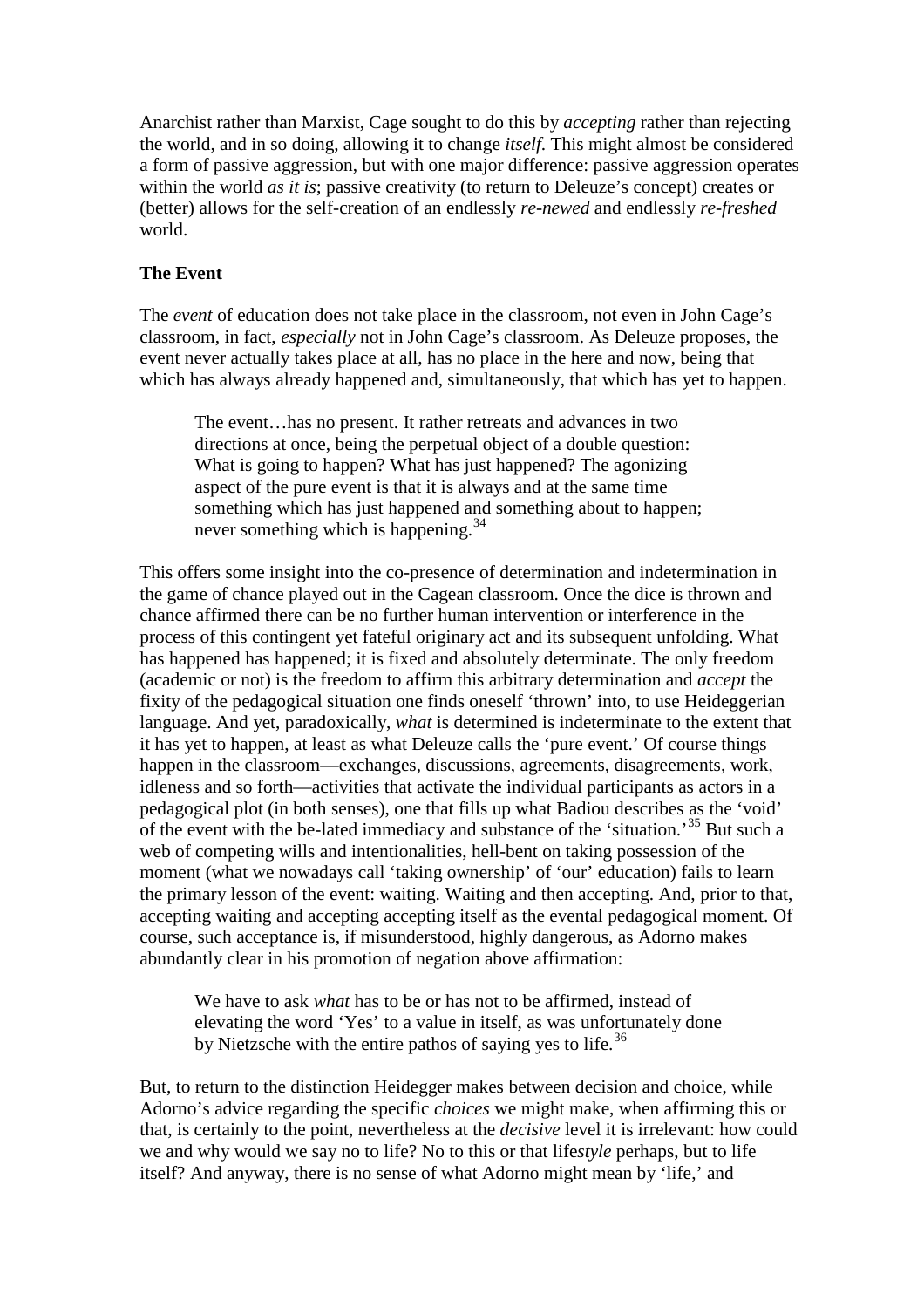Anarchist rather than Marxist, Cage sought to do this by *accepting* rather than rejecting the world, and in so doing, allowing it to change *itself*. This might almost be considered a form of passive aggression, but with one major difference: passive aggression operates within the world *as it is*; passive creativity (to return to Deleuze's concept) creates or (better) allows for the self-creation of an endlessly *re-newed* and endlessly *re-freshed* world.

**The Event**

The *event* of education does not take place in the classroom, not even in John Cage's classroom, in fact, *especially* not in John Cage's classroom. As Deleuze proposes, the event never actually takes place at all, has no place in the here and now, being that which has always already happened and, simultaneously, that which has yet to happen.

> The event…has no present. It rather retreats and advances in two directions at once, being the perpetual object of a double question: What is going to happen? What has just happened? The agonizing aspect of the pure event is that it is always and at the same time something which has just happened and something about to happen; never something which is happening.[34]

This offers some insight into the co-presence of determination and indetermination in the game of chance played out in the Cagean classroom. Once the dice is thrown and chance affirmed there can be no further human intervention or interference in the process of this contingent yet fateful originary act and its subsequent unfolding. What has happened has happened; it is fixed and absolutely determinate. The only freedom (academic or not) is the freedom to affirm this arbitrary determination and *accept* the fixity of the pedagogical situation one finds oneself 'thrown' into, to use Heideggerian language. And yet, paradoxically, *what* is determined is indeterminate to the extent that it has yet to happen, at least as what Deleuze calls the 'pure event.' Of course things happen in the classroom—exchanges, discussions, agreements, disagreements, work, idleness and so forth—activities that activate the individual participants as actors in a pedagogical plot (in both senses), one that fills up what Badiou describes as the 'void' of the event with the be-lated immediacy and substance of the 'situation.'[35] But such a web of competing wills and intentionalities, hell-bent on taking possession of the moment (what we nowadays call 'taking ownership' of 'our' education) fails to learn the primary lesson of the event: waiting. Waiting and then accepting. And, prior to that, accepting waiting and accepting accepting itself as the evental pedagogical moment. Of course, such acceptance is, if misunderstood, highly dangerous, as Adorno makes abundantly clear in his promotion of negation above affirmation:

> We have to ask *what* has to be or has not to be affirmed, instead of elevating the word 'Yes' to a value in itself, as was unfortunately done by Nietzsche with the entire pathos of saying yes to life.[36]

But, to return to the distinction Heidegger makes between decision and choice, while Adorno's advice regarding the specific *choices* we might make, when affirming this or that, is certainly to the point, nevertheless at the *decisive* level it is irrelevant: how could we and why would we say no to life? No to this or that life*style* perhaps, but to life itself? And anyway, there is no sense of what Adorno might mean by 'life,' and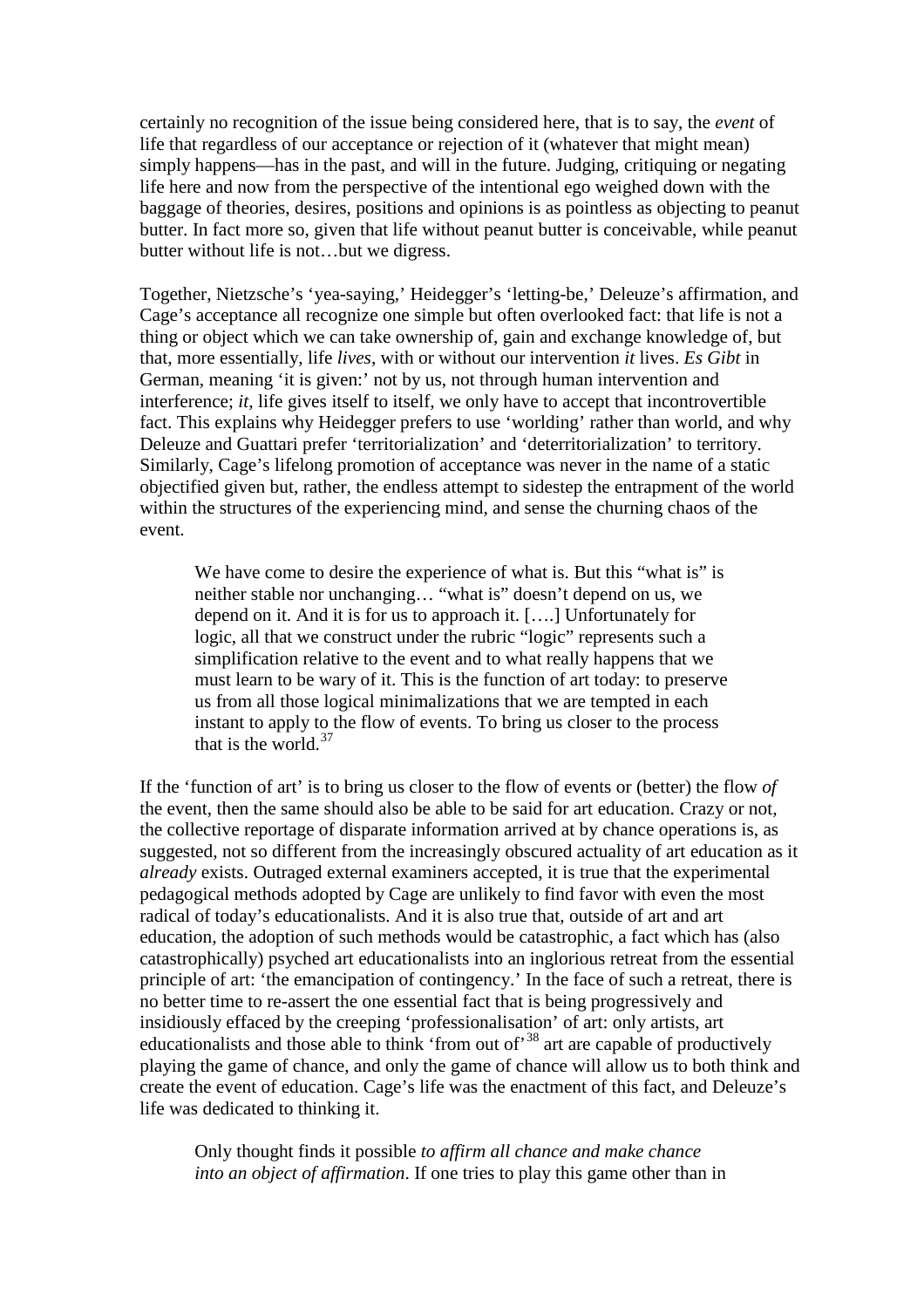certainly no recognition of the issue being considered here, that is to say, the *event* of life that regardless of our acceptance or rejection of it (whatever that might mean) simply happens—has in the past, and will in the future. Judging, critiquing or negating life here and now from the perspective of the intentional ego weighed down with the baggage of theories, desires, positions and opinions is as pointless as objecting to peanut butter. In fact more so, given that life without peanut butter is conceivable, while peanut butter without life is not…but we digress.

Together, Nietzsche's 'yea-saying,' Heidegger's 'letting-be,' Deleuze's affirmation, and Cage's acceptance all recognize one simple but often overlooked fact: that life is not a thing or object which we can take ownership of, gain and exchange knowledge of, but that, more essentially, life *lives*, with or without our intervention *it* lives. *Es Gibt* in German, meaning 'it is given:' not by us, not through human intervention and interference; *it*, life gives itself to itself, we only have to accept that incontrovertible fact. This explains why Heidegger prefers to use 'worlding' rather than world, and why Deleuze and Guattari prefer 'territorialization' and 'deterritorialization' to territory. Similarly, Cage's lifelong promotion of acceptance was never in the name of a static objectified given but, rather, the endless attempt to sidestep the entrapment of the world within the structures of the experiencing mind, and sense the churning chaos of the event.

> We have come to desire the experience of what is. But this "what is" is neither stable nor unchanging… "what is" doesn't depend on us, we depend on it. And it is for us to approach it. [….] Unfortunately for logic, all that we construct under the rubric "logic" represents such a simplification relative to the event and to what really happens that we must learn to be wary of it. This is the function of art today: to preserve us from all those logical minimalizations that we are tempted in each instant to apply to the flow of events. To bring us closer to the process that is the world.[37]

If the 'function of art' is to bring us closer to the flow of events or (better) the flow *of* the event, then the same should also be able to be said for art education. Crazy or not, the collective reportage of disparate information arrived at by chance operations is, as suggested, not so different from the increasingly obscured actuality of art education as it *already* exists. Outraged external examiners accepted, it is true that the experimental pedagogical methods adopted by Cage are unlikely to find favor with even the most radical of today's educationalists. And it is also true that, outside of art and art education, the adoption of such methods would be catastrophic, a fact which has (also catastrophically) psyched art educationalists into an inglorious retreat from the essential principle of art: 'the emancipation of contingency.' In the face of such a retreat, there is no better time to re-assert the one essential fact that is being progressively and insidiously effaced by the creeping 'professionalisation' of art: only artists, art educationalists and those able to think 'from out of'[38] art are capable of productively playing the game of chance, and only the game of chance will allow us to both think and create the event of education. Cage's life was the enactment of this fact, and Deleuze's life was dedicated to thinking it.

> Only thought finds it possible *to affirm all chance and make chance into an object of affirmation*. If one tries to play this game other than in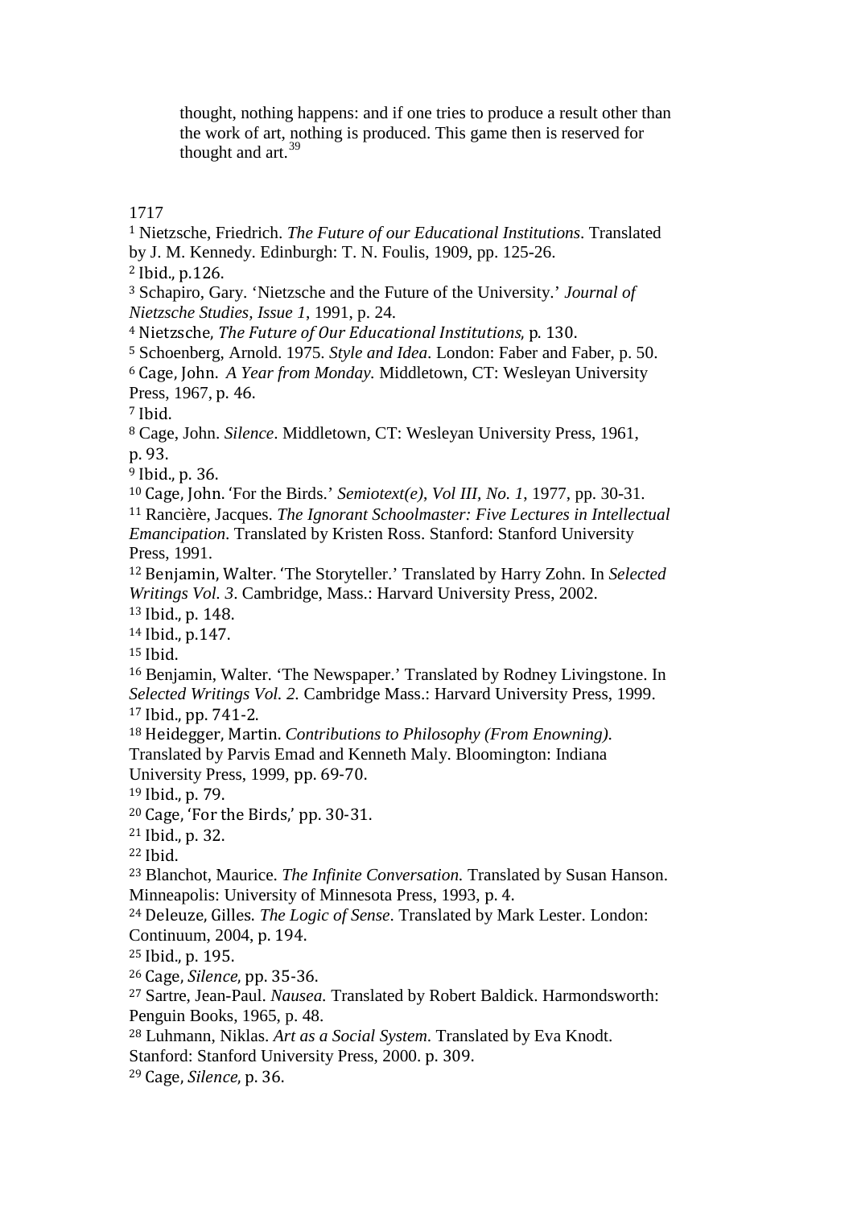> thought, nothing happens: and if one tries to produce a result other than the work of art, nothing is produced. This game then is reserved for thought and art.[39]

1717

[1] Nietzsche, Friedrich. *The Future of our Educational Institutions*. Translated by J. M. Kennedy. Edinburgh: T. N. Foulis, 1909, pp. 125-26.
[2] Ibid., p.126.
[3] Schapiro, Gary. 'Nietzsche and the Future of the University.' *Journal of Nietzsche Studies, Issue 1*, 1991, p. 24.
[4] Nietzsche, *The Future of Our Educational Institutions,* p. 130.
[5] Schoenberg, Arnold. 1975. *Style and Idea*. London: Faber and Faber, p. 50.
[6] Cage, John. *A Year from Monday.* Middletown, CT: Wesleyan University Press, 1967, p. 46.
[7] Ibid.
[8] Cage, John. *Silence*. Middletown, CT: Wesleyan University Press, 1961, p. 93.
[9] Ibid., p. 36.
[10] Cage, John. 'For the Birds.' *Semiotext(e), Vol III, No. 1*, 1977, pp. 30-31.
[11] Rancière, Jacques. *The Ignorant Schoolmaster: Five Lectures in Intellectual Emancipation*. Translated by Kristen Ross. Stanford: Stanford University Press, 1991.
[12] Benjamin, Walter. 'The Storyteller.' Translated by Harry Zohn. In *Selected Writings Vol. 3*. Cambridge, Mass.: Harvard University Press, 2002.
[13] Ibid., p. 148.
[14] Ibid., p.147.
[15] Ibid.
[16] Benjamin, Walter. 'The Newspaper.' Translated by Rodney Livingstone. In *Selected Writings Vol. 2.* Cambridge Mass.: Harvard University Press, 1999.
[17] Ibid., pp. 741-2.
[18] Heidegger, Martin. *Contributions to Philosophy (From Enowning).* Translated by Parvis Emad and Kenneth Maly. Bloomington: Indiana University Press, 1999, pp. 69-70.
[19] Ibid., p. 79.
[20] Cage, 'For the Birds,' pp. 30-31.
[21] Ibid., p. 32.
[22] Ibid.
[23] Blanchot, Maurice. *The Infinite Conversation.* Translated by Susan Hanson. Minneapolis: University of Minnesota Press, 1993, p. 4.
[24] Deleuze, Gilles. *The Logic of Sense*. Translated by Mark Lester. London: Continuum, 2004, p. 194.
[25] Ibid., p. 195.
[26] Cage, *Silence,* pp. 35-36.
[27] Sartre, Jean-Paul. *Nausea.* Translated by Robert Baldick. Harmondsworth: Penguin Books, 1965, p. 48.
[28] Luhmann, Niklas. *Art as a Social System.* Translated by Eva Knodt. Stanford: Stanford University Press, 2000. p. 309.
[29] Cage, *Silence,* p. 36.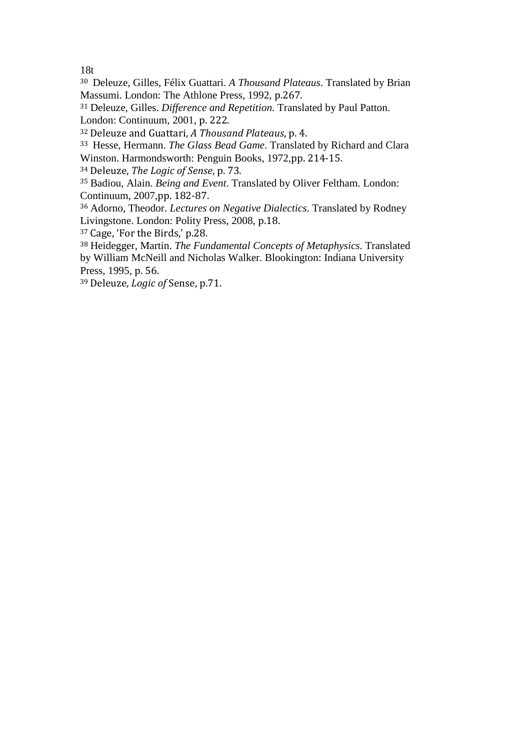18t

[30] Deleuze, Gilles, Félix Guattari. *A Thousand Plateaus*. Translated by Brian Massumi. London: The Athlone Press, 1992, p.267.

[31] Deleuze, Gilles. *Difference and Repetition.* Translated by Paul Patton. London: Continuum, 2001, p. 222.

[32] Deleuze and Guattari, *A Thousand Plateaus*, p. 4.

[33] Hesse, Hermann. *The Glass Bead Game*. Translated by Richard and Clara Winston. Harmondsworth: Penguin Books, 1972,pp. 214-15.

[34] Deleuze, *The Logic of Sense*, p. 73.

[35] Badiou, Alain. *Being and Event*. Translated by Oliver Feltham. London: Continuum, 2007,pp. 182-87.

[36] Adorno, Theodor. *Lectures on Negative Dialectics*. Translated by Rodney Livingstone. London: Polity Press, 2008, p.18.

[37] Cage, 'For the Birds,' p.28.

[38] Heidegger, Martin. *The Fundamental Concepts of Metaphysics.* Translated by William McNeill and Nicholas Walker. Blookington: Indiana University Press, 1995, p. 56.

[39] Deleuze, *Logic of* Sense, p.71.